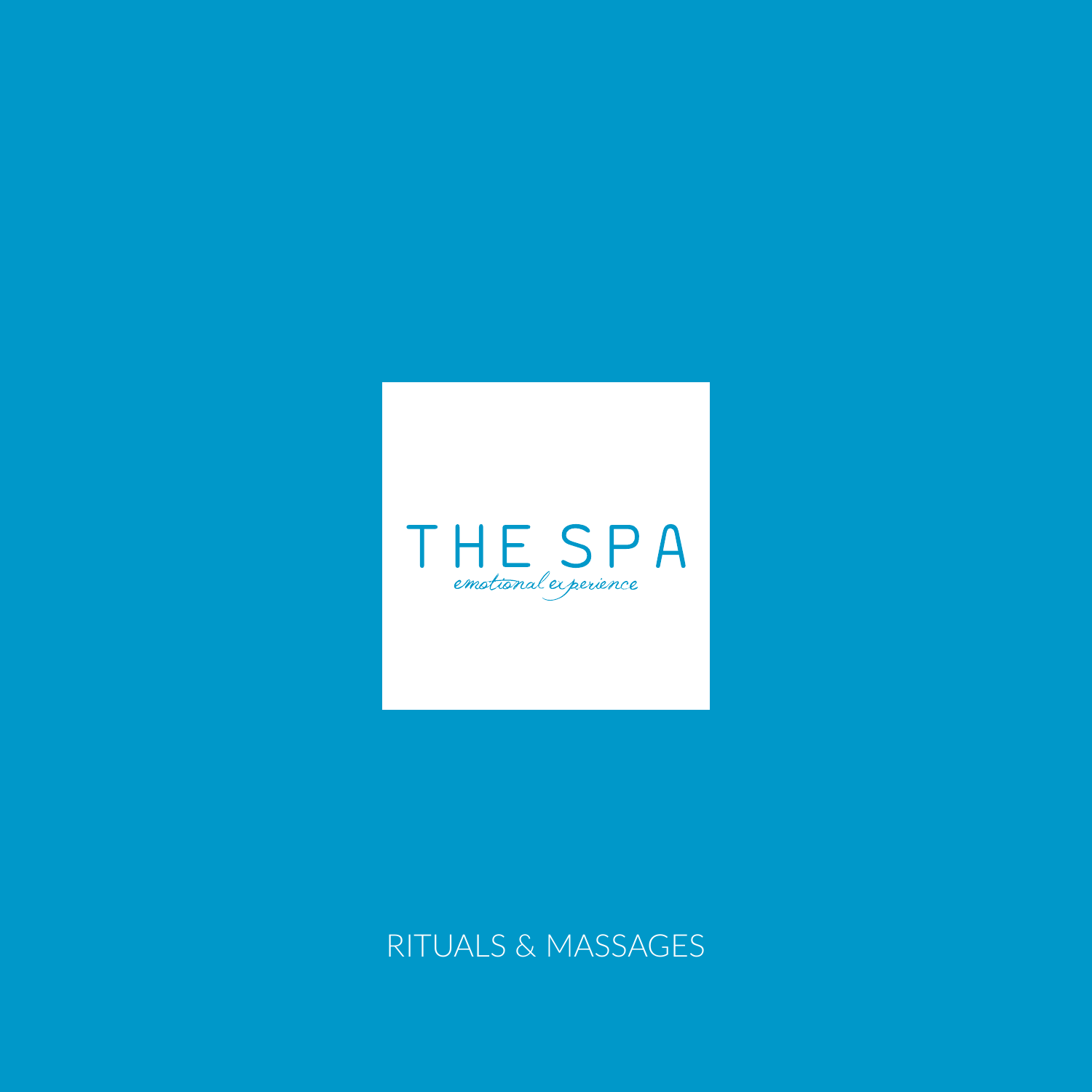# THE SPA

*emotional experience*

RITUALS & MASSAGES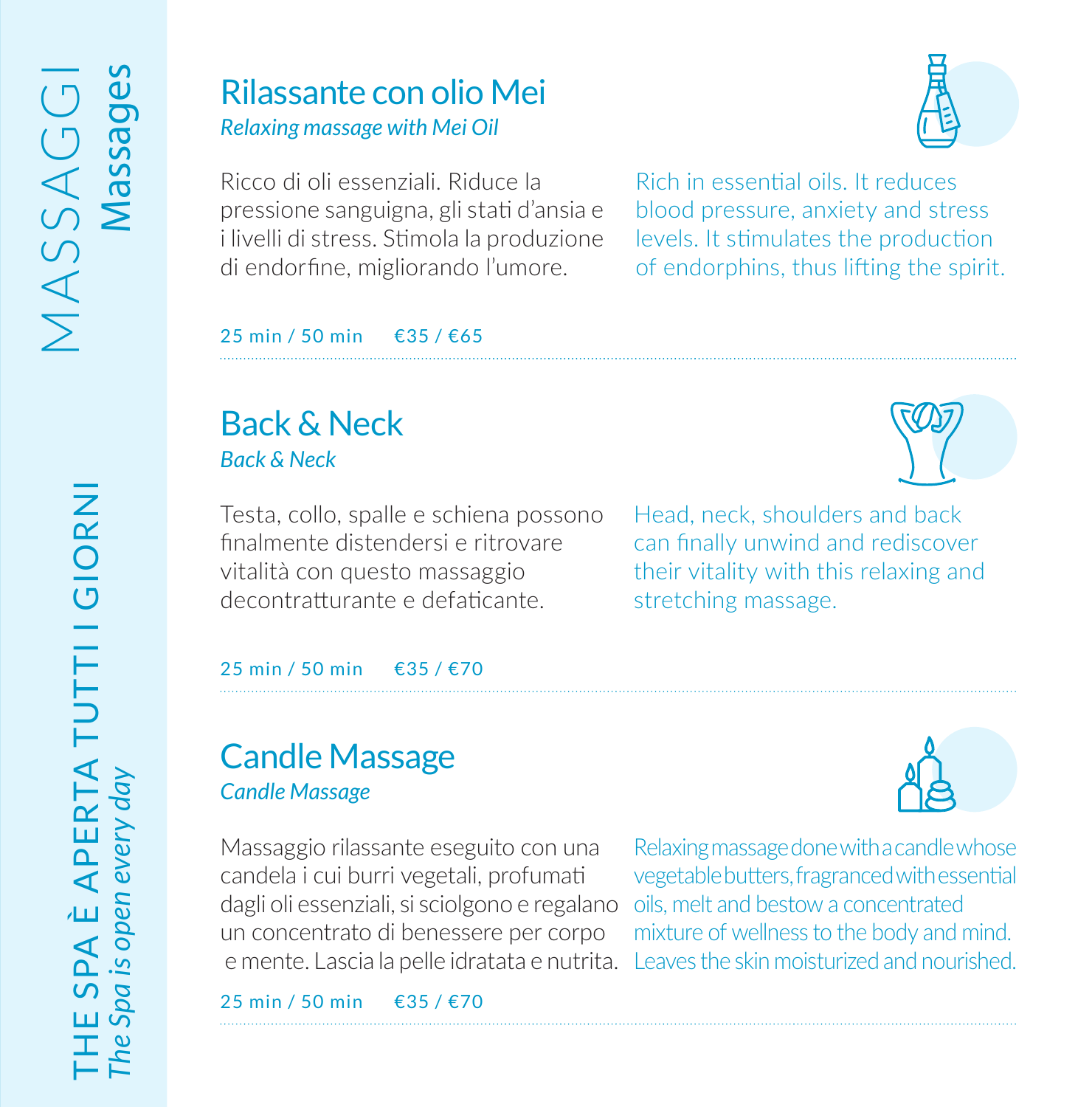# MASSAGGI
## *Massages*

### Rilassante con olio Mei
*Relaxing massage with Mei Oil*

Ricco di oli essenziali. Riduce la pressione sanguigna, gli stati d'ansia e i livelli di stress. Stimola la produzione di endorfine, migliorando l'umore.

Rich in essential oils. It reduces blood pressure, anxiety and stress levels. It stimulates the production of endorphins, thus lifting the spirit.

25 min / 50 min €35 / €65

### Back & Neck
*Back & Neck*

Testa, collo, spalle e schiena possono finalmente distendersi e ritrovare vitalità con questo massaggio decontratturante e defaticante.

Head, neck, shoulders and back can finally unwind and rediscover their vitality with this relaxing and stretching massage.

25 min / 50 min €35 / €70

### Candle Massage
*Candle Massage*

Massaggio rilassante eseguito con una candela i cui burri vegetali, profumati dagli oli essenziali, si sciolgono e regalano un concentrato di benessere per corpo e mente. Lascia la pelle idratata e nutrita.

Relaxing massage done with a candle whose vegetable butters, fragranced with essential oils, melt and bestow a concentrated mixture of wellness to the body and mind. Leaves the skin moisturized and nourished.

25 min / 50 min €35 / €70

THE SPA È APERTA TUTTI I GIORNI
*The Spa is open every day*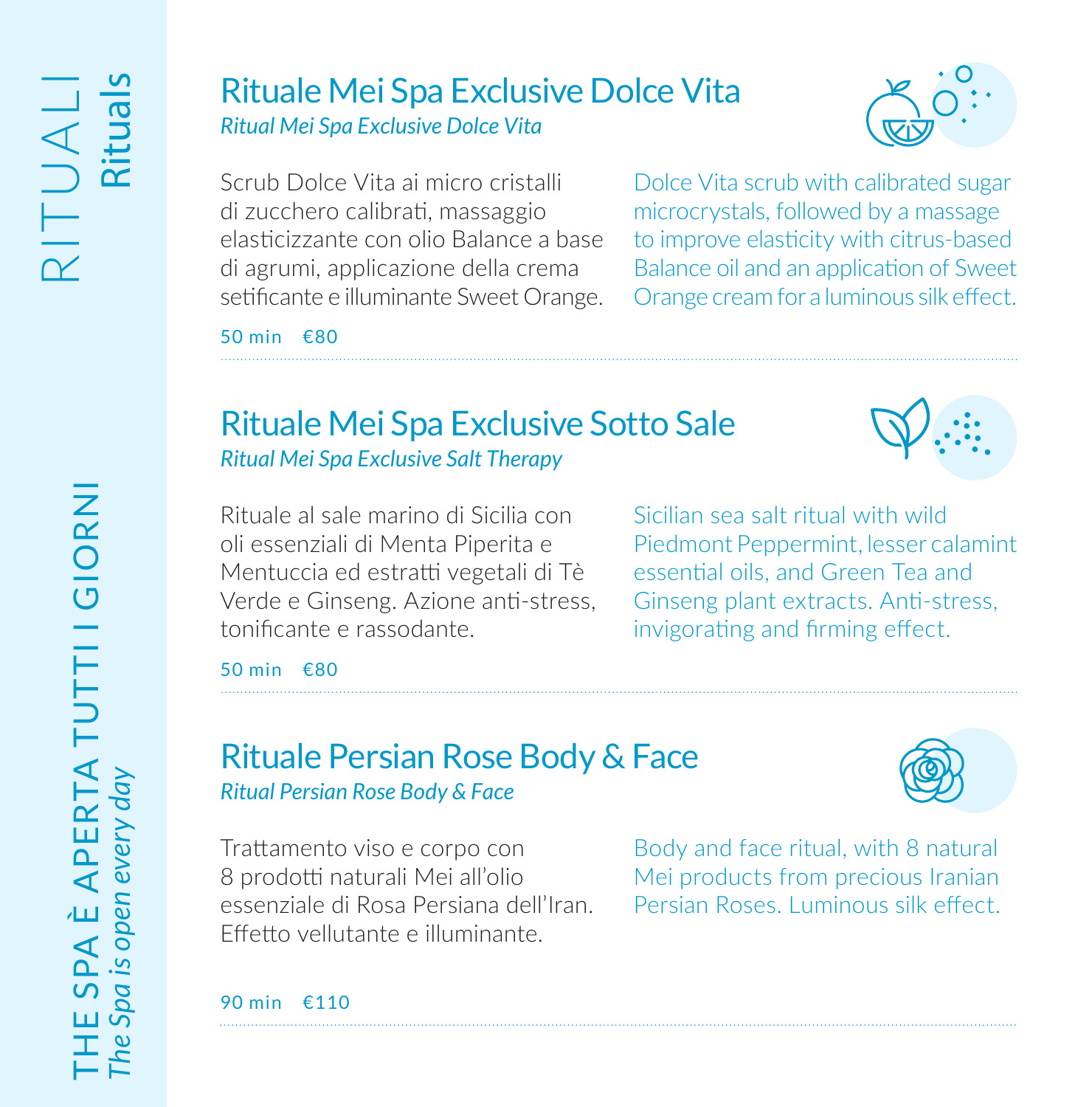# RITUALI
## Rituals

THE SPA È APERTA TUTTI I GIORNI
*The Spa is open every day*

## Rituale Mei Spa Exclusive Dolce Vita
*Ritual Mei Spa Exclusive Dolce Vita*

Scrub Dolce Vita ai micro cristalli di zucchero calibrati, massaggio elasticizzante con olio Balance a base di agrumi, applicazione della crema setificante e illuminante Sweet Orange.

Dolce Vita scrub with calibrated sugar microcrystals, followed by a massage to improve elasticity with citrus-based Balance oil and an application of Sweet Orange cream for a luminous silk effect.

50 min €80

## Rituale Mei Spa Exclusive Sotto Sale
*Ritual Mei Spa Exclusive Salt Therapy*

Rituale al sale marino di Sicilia con oli essenziali di Menta Piperita e Mentuccia ed estratti vegetali di Tè Verde e Ginseng. Azione anti-stress, tonificante e rassodante.

Sicilian sea salt ritual with wild Piedmont Peppermint, lesser calamint essential oils, and Green Tea and Ginseng plant extracts. Anti-stress, invigorating and firming effect.

50 min €80

## Rituale Persian Rose Body & Face
*Ritual Persian Rose Body & Face*

Trattamento viso e corpo con 8 prodotti naturali Mei all'olio essenziale di Rosa Persiana dell'Iran. Effetto vellutante e illuminante.

Body and face ritual, with 8 natural Mei products from precious Iranian Persian Roses. Luminous silk effect.

90 min €110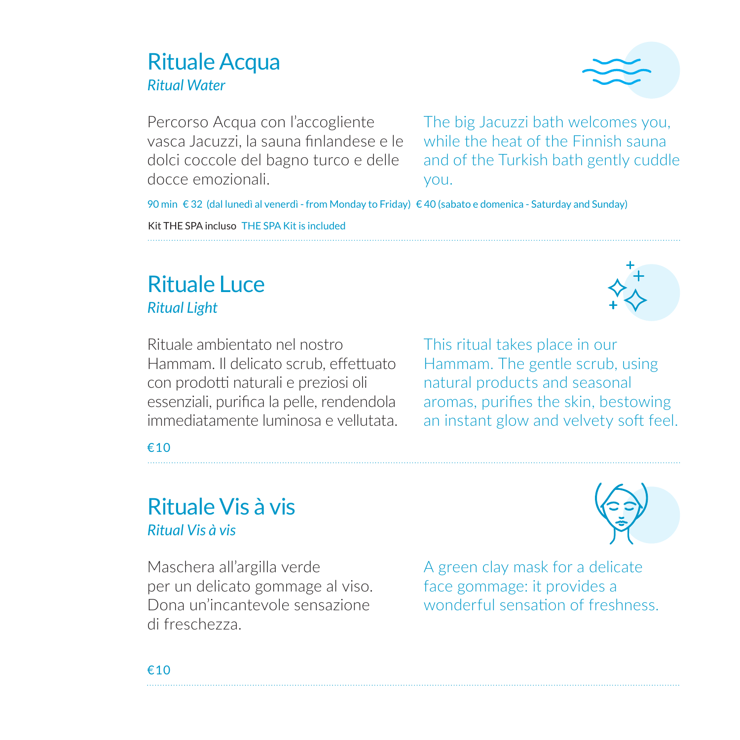## Rituale Acqua

*Ritual Water*

Percorso Acqua con l'accogliente vasca Jacuzzi, la sauna finlandese e le dolci coccole del bagno turco e delle docce emozionali.

The big Jacuzzi bath welcomes you, while the heat of the Finnish sauna and of the Turkish bath gently cuddle you.

90 min € 32 (dal lunedì al venerdì - from Monday to Friday) € 40 (sabato e domenica - Saturday and Sunday)

Kit THE SPA incluso THE SPA Kit is included

## Rituale Luce

*Ritual Light*

Rituale ambientato nel nostro Hammam. Il delicato scrub, effettuato con prodotti naturali e preziosi oli essenziali, purifica la pelle, rendendola immediatamente luminosa e vellutata.

This ritual takes place in our Hammam. The gentle scrub, using natural products and seasonal aromas, purifies the skin, bestowing an instant glow and velvety soft feel.

€10

## Rituale Vis à vis

*Ritual Vis à vis*

Maschera all'argilla verde per un delicato gommage al viso. Dona un'incantevole sensazione di freschezza.

A green clay mask for a delicate face gommage: it provides a wonderful sensation of freshness.

€10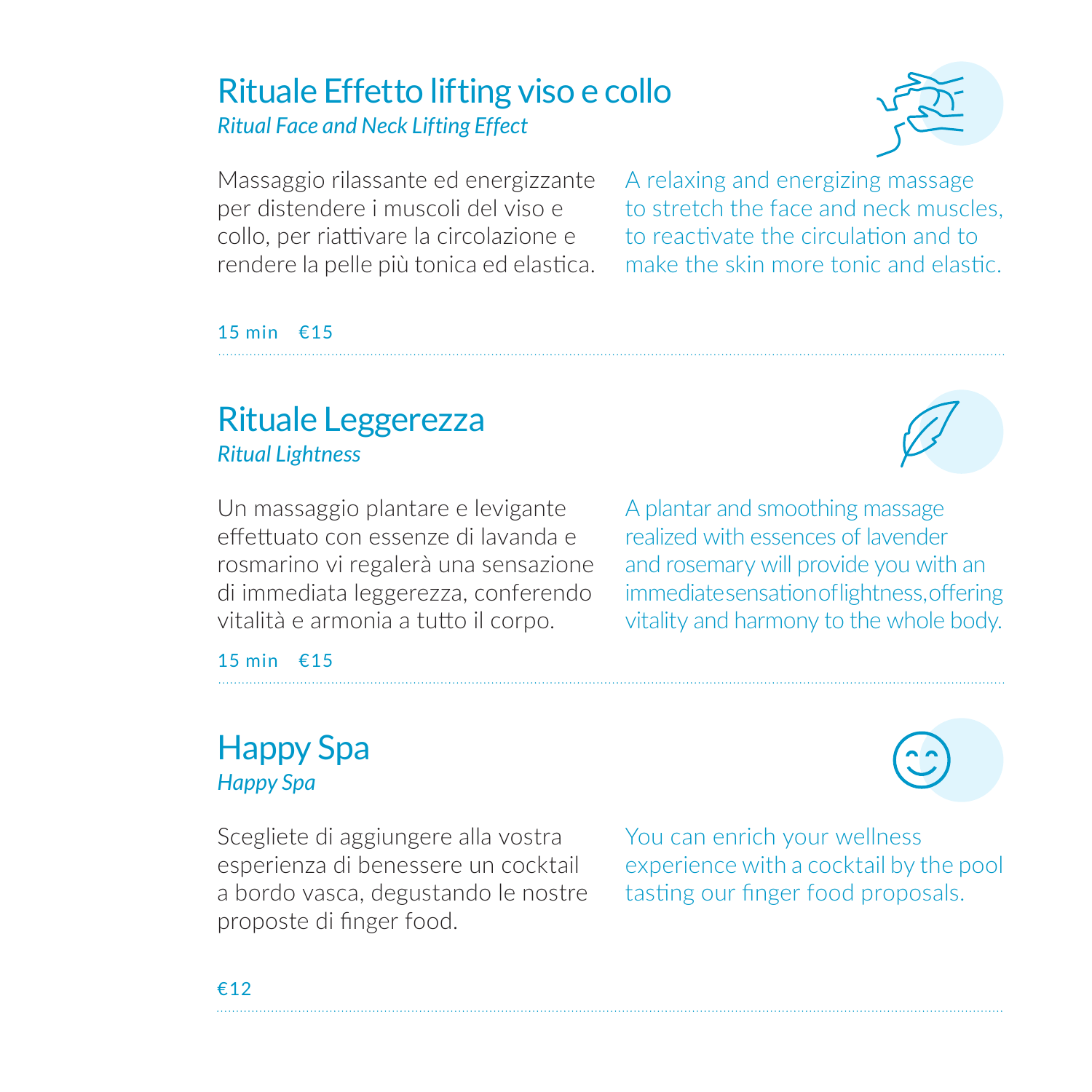## Rituale Effetto lifting viso e collo

*Ritual Face and Neck Lifting Effect*

Massaggio rilassante ed energizzante per distendere i muscoli del viso e collo, per riattivare la circolazione e rendere la pelle più tonica ed elastica.

A relaxing and energizing massage to stretch the face and neck muscles, to reactivate the circulation and to make the skin more tonic and elastic.

15 min €15

---

## Rituale Leggerezza

*Ritual Lightness*

Un massaggio plantare e levigante effettuato con essenze di lavanda e rosmarino vi regalerà una sensazione di immediata leggerezza, conferendo vitalità e armonia a tutto il corpo.

A plantar and smoothing massage realized with essences of lavender and rosemary will provide you with an immediate sensation of lightness, offering vitality and harmony to the whole body.

15 min €15

---

## Happy Spa

*Happy Spa*

Scegliete di aggiungere alla vostra esperienza di benessere un cocktail a bordo vasca, degustando le nostre proposte di finger food.

You can enrich your wellness experience with a cocktail by the pool tasting our finger food proposals.

€12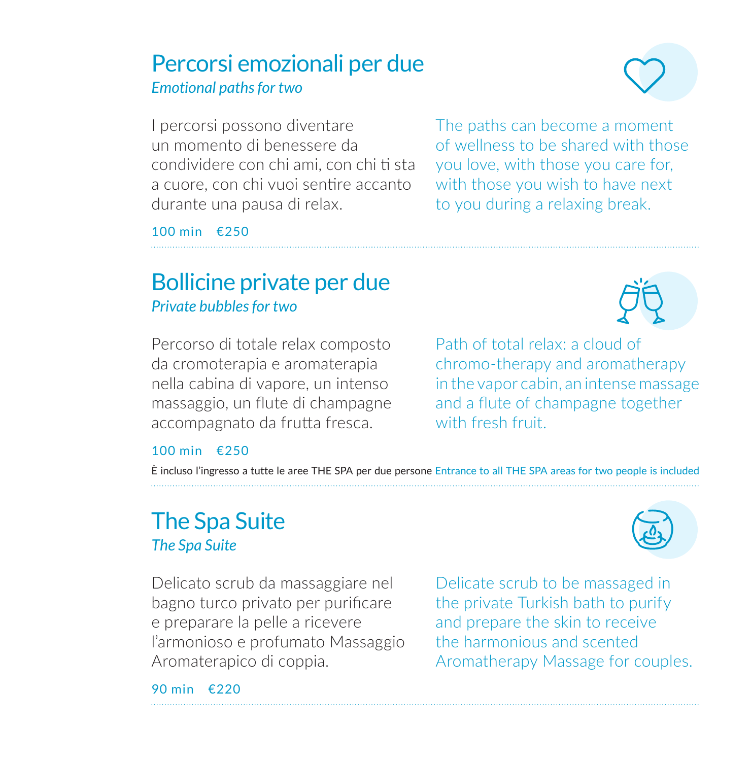## Percorsi emozionali per due

*Emotional paths for two*

I percorsi possono diventare un momento di benessere da condividere con chi ami, con chi ti sta a cuore, con chi vuoi sentire accanto durante una pausa di relax.

The paths can become a moment of wellness to be shared with those you love, with those you care for, with those you wish to have next to you during a relaxing break.

100 min €250

## Bollicine private per due

*Private bubbles for two*

Percorso di totale relax composto da cromoterapia e aromaterapia nella cabina di vapore, un intenso massaggio, un flute di champagne accompagnato da frutta fresca.

Path of total relax: a cloud of chromo-therapy and aromatherapy in the vapor cabin, an intense massage and a flute of champagne together with fresh fruit.

100 min €250

È incluso l'ingresso a tutte le aree THE SPA per due persone Entrance to all THE SPA areas for two people is included

## The Spa Suite

*The Spa Suite*

Delicato scrub da massaggiare nel bagno turco privato per purificare e preparare la pelle a ricevere l'armonioso e profumato Massaggio Aromaterapico di coppia.

Delicate scrub to be massaged in the private Turkish bath to purify and prepare the skin to receive the harmonious and scented Aromatherapy Massage for couples.

90 min €220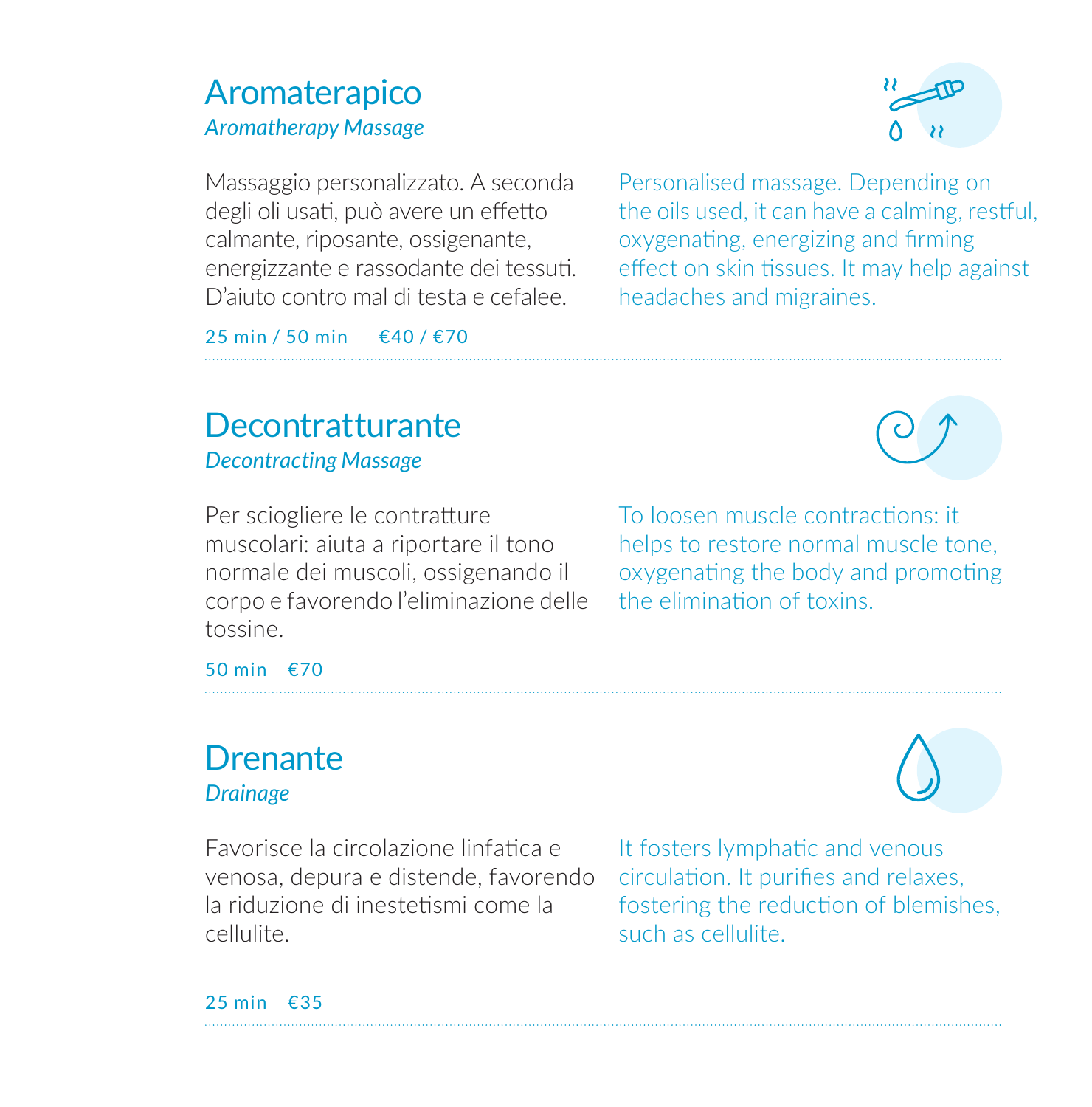## Aromaterapico

*Aromatherapy Massage*

Massaggio personalizzato. A seconda degli oli usati, può avere un effetto calmante, riposante, ossigenante, energizzante e rassodante dei tessuti. D'aiuto contro mal di testa e cefalee.

Personalised massage. Depending on the oils used, it can have a calming, restful, oxygenating, energizing and firming effect on skin tissues. It may help against headaches and migraines.

25 min / 50 min  €40 / €70

---

## Decontratturante

*Decontracting Massage*

Per sciogliere le contratture muscolari: aiuta a riportare il tono normale dei muscoli, ossigenando il corpo e favorendo l'eliminazione delle tossine.

To loosen muscle contractions: it helps to restore normal muscle tone, oxygenating the body and promoting the elimination of toxins.

50 min  €70

---

## Drenante

*Drainage*

Favorisce la circolazione linfatica e venosa, depura e distende, favorendo la riduzione di inestetismi come la cellulite.

It fosters lymphatic and venous circulation. It purifies and relaxes, fostering the reduction of blemishes, such as cellulite.

25 min  €35

---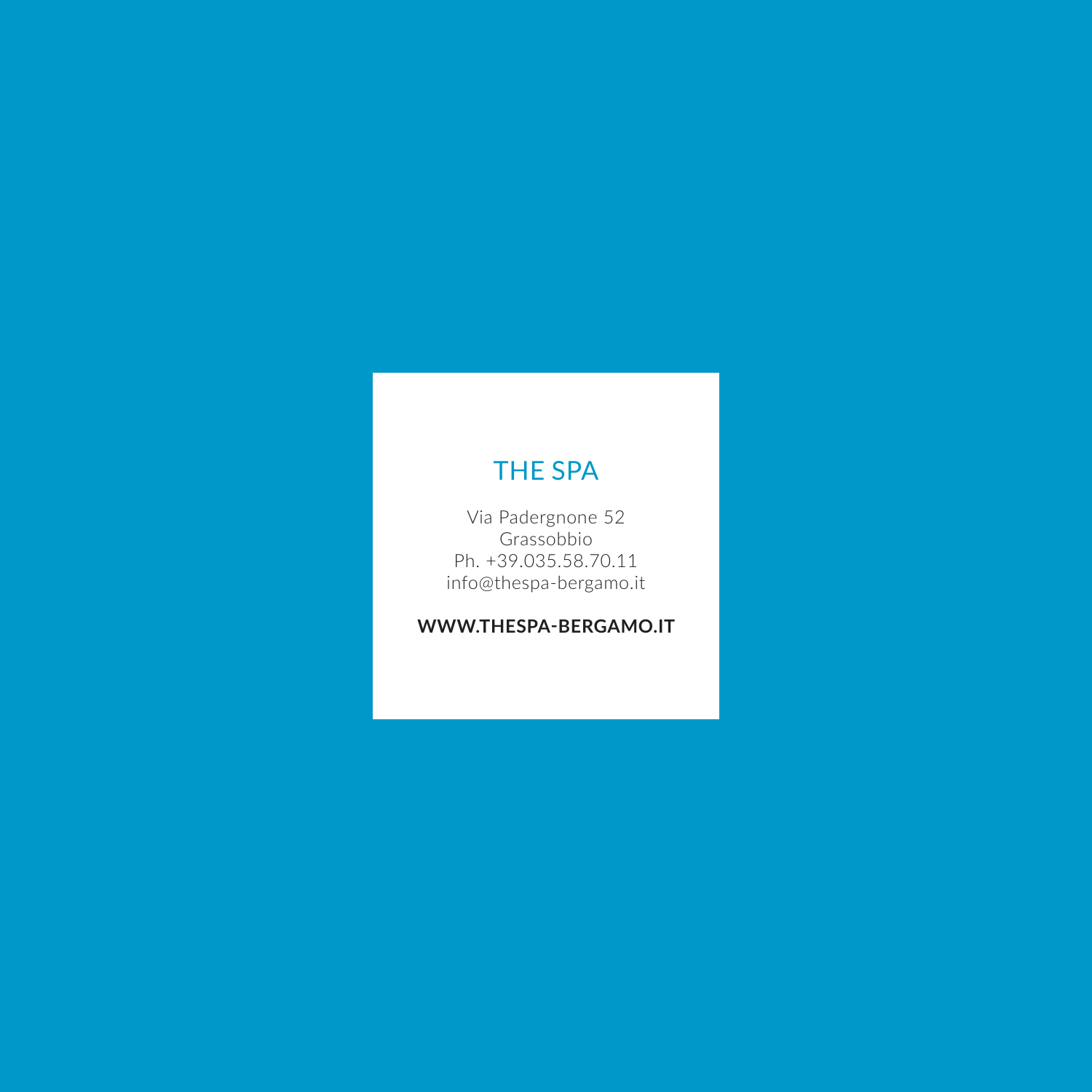# THE SPA

Via Padergnone 52
Grassobbio
Ph. +39.035.58.70.11
info@thespa-bergamo.it

**WWW.THESPA-BERGAMO.IT**